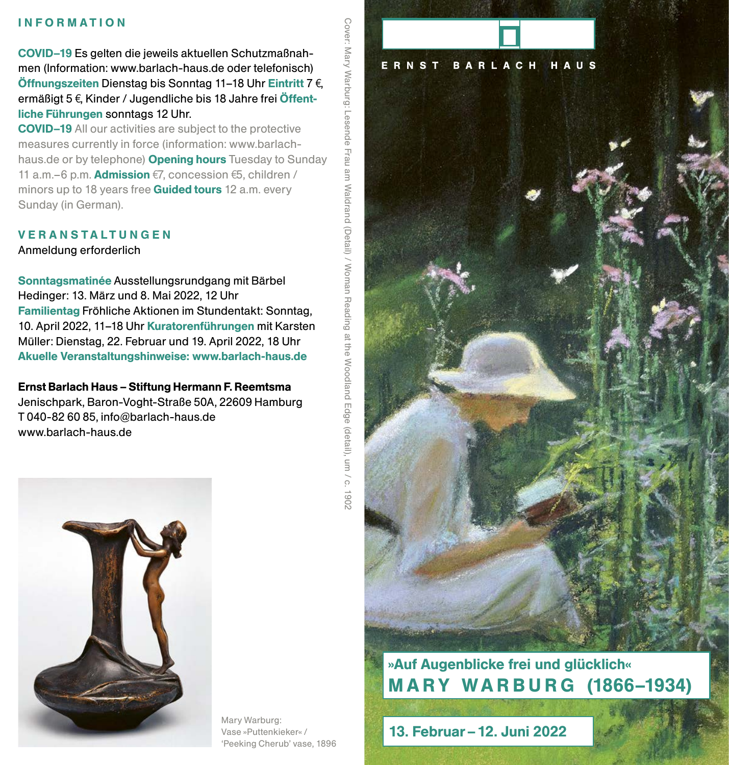## INFORMATION

**COVID–19** Es gelten die jeweils aktuellen Schutzmaßnahmen (Information: www.barlach-haus.de oder telefonisch) **Öffnungszeiten** Dienstag bis Sonntag 11–18 Uhr **Eintritt** 7 €, ermäßigt 5 €, Kinder / Jugendliche bis 18 Jahre frei **Öffentliche Führungen** sonntags 12 Uhr.

**COVID–19** All our activities are subject to the protective measures currently in force (information: www.barlach-haus.de or by telephone) **Opening hours** Tuesday to Sunday 11 a.m.–6 p.m. **Admission** €7, concession €5, children / minors up to 18 years free **Guided tours** 12 a.m. every Sunday (in German).

## VERANSTALTUNGEN

Anmeldung erforderlich

**Sonntagsmatinée** Ausstellungsrundgang mit Bärbel Hedinger: 13. März und 8. Mai 2022, 12 Uhr **Familientag** Fröhliche Aktionen im Stundentakt: Sonntag, 10. April 2022, 11–18 Uhr **Kuratorenführungen** mit Karsten Müller: Dienstag, 22. Februar und 19. April 2022, 18 Uhr **Akuelle Veranstaltungshinweise: www.barlach-haus.de**

**Ernst Barlach Haus – Stiftung Hermann F. Reemtsma**
Jenischpark, Baron-Voght-Straße 50A, 22609 Hamburg
T 040-82 60 85, info@barlach-haus.de
www.barlach-haus.de

Mary Warburg: Vase »Puttenkieker« / 'Peeking Cherub' vase, 1896

Cover: Mary Warburg: Lesende Frau am Waldrand (Detail) / Woman Reading at the Woodland Edge (detail), um / c. 1902

ERNST BARLACH HAUS

# »Auf Augenblicke frei und glücklich«
# MARY WARBURG (1866–1934)

**13. Februar – 12. Juni 2022**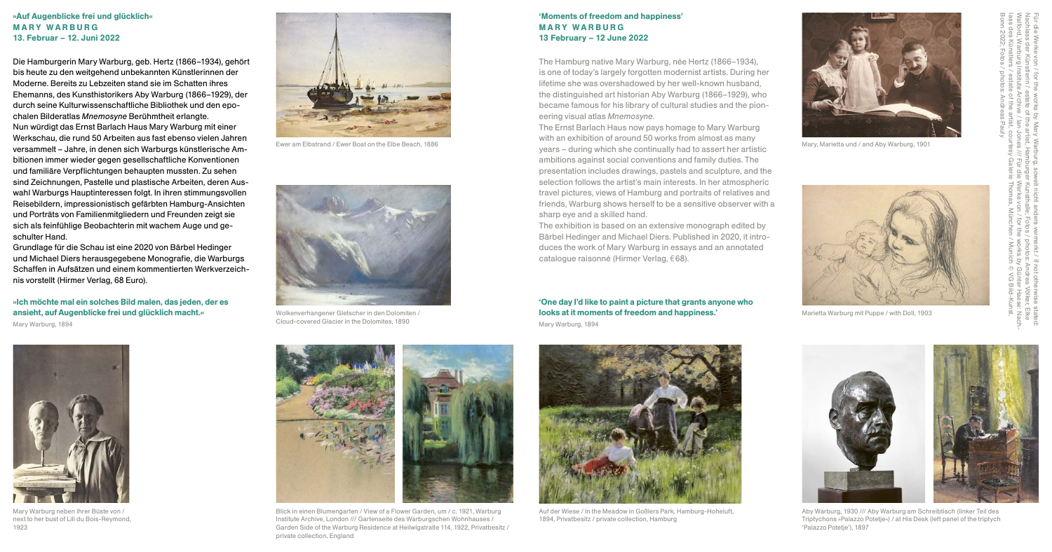**»Auf Augenblicke frei und glücklich«**
**MARY WARBURG**
**13. Februar – 12. Juni 2022**

Die Hamburgerin Mary Warburg, geb. Hertz (1866–1934), gehört bis heute zu den weitgehend unbekannten Künstlerinnen der Moderne. Bereits zu Lebzeiten stand sie im Schatten ihres Ehemanns, des Kunsthistorikers Aby Warburg (1866–1929), der durch seine Kulturwissenschaftliche Bibliothek und den epochalen Bilderatlas *Mnemosyne* Berühmtheit erlangte.
Nun würdigt das Ernst Barlach Haus Mary Warburg mit einer Werkschau, die rund 50 Arbeiten aus fast ebenso vielen Jahren versammelt – Jahre, in denen sich Warburgs künstlerische Ambitionen immer wieder gegen gesellschaftliche Konventionen und familiäre Verpflichtungen behaupten mussten. Zu sehen sind Zeichnungen, Pastelle und plastische Arbeiten, deren Auswahl Warburgs Hauptinteressen folgt. In ihren stimmungsvollen Reisebildern, impressionistisch gefärbten Hamburg-Ansichten und Porträts von Familienmitgliedern und Freunden zeigt sie sich als feinfühlige Beobachterin mit wachem Auge und geschulter Hand.
Grundlage für die Schau ist eine 2020 von Bärbel Hedinger und Michael Diers herausgegebene Monografie, die Warburgs Schaffen in Aufsätzen und einem kommentierten Werkverzeichnis vorstellt (Hirmer Verlag, 68 Euro).

**»Ich möchte mal ein solches Bild malen, das jeden, der es ansieht, auf Augenblicke frei und glücklich macht.«**
Mary Warburg, 1894

Mary Warburg neben ihrer Büste von / next to her bust of Lili du Bois-Reymond, 1923

Ewer am Elbstrand / Ewer Boat on the Elbe Beach, 1886

Wolkenverhangener Gletscher in den Dolomiten / Cloud-covered Glacier in the Dolomites, 1890

Blick in einen Blumengarten / View of a Flower Garden, um / c. 1921, Warburg Institute Archive, London /// Gartenseite des Warburgschen Wohnhauses / Garden Side of the Warburg Residence at Heilwigstraße 114, 1922, Privatbesitz / private collection, England

**'Moments of freedom and happiness'**
**MARY WARBURG**
**13 February – 12 June 2022**

The Hamburg native Mary Warburg, née Hertz (1866–1934), is one of today's largely forgotten modernist artists. During her lifetime she was overshadowed by her well-known husband, the distinguished art historian Aby Warburg (1866–1929), who became famous for his library of cultural studies and the pioneering visual atlas *Mnemosyne*.
The Ernst Barlach Haus now pays homage to Mary Warburg with an exhibition of around 50 works from almost as many years – during which she continually had to assert her artistic ambitions against social conventions and family duties. The presentation includes drawings, pastels and sculpture, and the selection follows the artist's main interests. In her atmospheric travel pictures, views of Hamburg and portraits of relatives and friends, Warburg shows herself to be a sensitive observer with a sharp eye and a skilled hand.
The exhibition is based on an extensive monograph edited by Bärbel Hedinger and Michael Diers. Published in 2020, it introduces the work of Mary Warburg in essays and an annotated catalogue raisonné (Hirmer Verlag, €68).

**'One day I'd like to paint a picture that grants anyone who looks at it moments of freedom and happiness.'**
Mary Warburg, 1894

Auf der Wiese / In the Meadow in Goßlers Park, Hamburg-Hoheluft, 1894, Privatbesitz / private collection, Hamburg

Mary, Marietta und / and Aby Warburg, 1901

Marietta Warburg mit Puppe / with Doll, 1903

Aby Warburg, 1930 /// Aby Warburg am Schreibtisch (linker Teil des Triptychons »Palazzo Potetje«) / at His Desk (left panel of the triptych 'Palazzo Potetje'), 1897

Für die Werke von / for the works by Mary Warburg, soweit nicht anders vermerkt / if not otherwise stated: Nachlass der Künstlerin / estate of the artist, Hamburger Kunsthalle; Fotos / photos: Andrea Volker, Elke Walford, Warburg Institute Archive / Ian Jones /// Für die Werke von / for the works by Günter Haese: Nachlass des Künstlers / estate of the artist, courtesy Galerie Thomas, München / Munich © VG Bild-Kunst, Bonn 2022; Fotos / photos: Andreas Pauly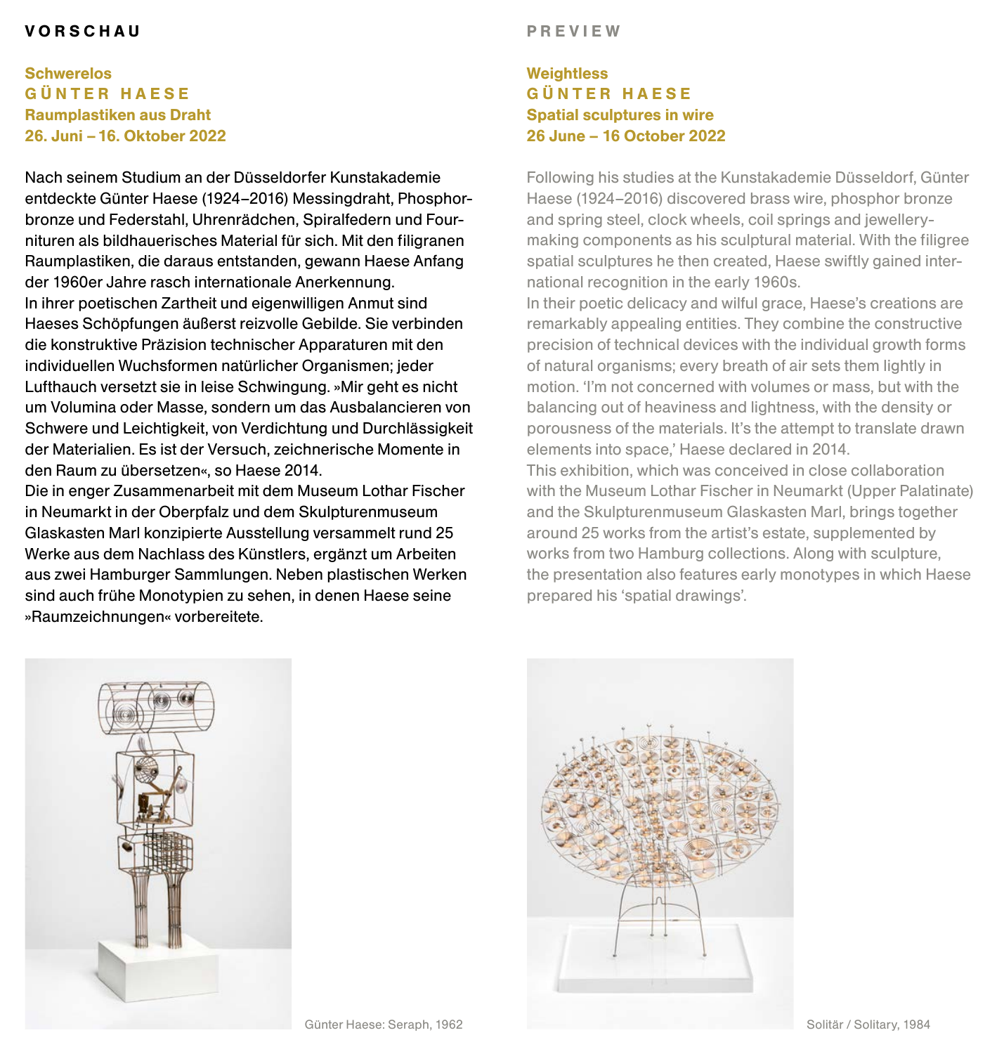## VORSCHAU

### Schwerelos
### GÜNTER HAESE
### Raumplastiken aus Draht
### 26. Juni – 16. Oktober 2022

Nach seinem Studium an der Düsseldorfer Kunstakademie entdeckte Günter Haese (1924–2016) Messingdraht, Phosphorbronze und Federstahl, Uhrenrädchen, Spiralfedern und Fournituren als bildhauerisches Material für sich. Mit den filigranen Raumplastiken, die daraus entstanden, gewann Haese Anfang der 1960er Jahre rasch internationale Anerkennung.
In ihrer poetischen Zartheit und eigenwilligen Anmut sind Haeses Schöpfungen äußerst reizvolle Gebilde. Sie verbinden die konstruktive Präzision technischer Apparaturen mit den individuellen Wuchsformen natürlicher Organismen; jeder Lufthauch versetzt sie in leise Schwingung. »Mir geht es nicht um Volumina oder Masse, sondern um das Ausbalancieren von Schwere und Leichtigkeit, von Verdichtung und Durchlässigkeit der Materialien. Es ist der Versuch, zeichnerische Momente in den Raum zu übersetzen«, so Haese 2014.
Die in enger Zusammenarbeit mit dem Museum Lothar Fischer in Neumarkt in der Oberpfalz und dem Skulpturenmuseum Glaskasten Marl konzipierte Ausstellung versammelt rund 25 Werke aus dem Nachlass des Künstlers, ergänzt um Arbeiten aus zwei Hamburger Sammlungen. Neben plastischen Werken sind auch frühe Monotypien zu sehen, in denen Haese seine »Raumzeichnungen« vorbereitete.

Günter Haese: Seraph, 1962

## PREVIEW

### Weightless
### GÜNTER HAESE
### Spatial sculptures in wire
### 26 June – 16 October 2022

Following his studies at the Kunstakademie Düsseldorf, Günter Haese (1924–2016) discovered brass wire, phosphor bronze and spring steel, clock wheels, coil springs and jewellery-making components as his sculptural material. With the filigree spatial sculptures he then created, Haese swiftly gained international recognition in the early 1960s.
In their poetic delicacy and wilful grace, Haese's creations are remarkably appealing entities. They combine the constructive precision of technical devices with the individual growth forms of natural organisms; every breath of air sets them lightly in motion. 'I'm not concerned with volumes or mass, but with the balancing out of heaviness and lightness, with the density or porousness of the materials. It's the attempt to translate drawn elements into space,' Haese declared in 2014.
This exhibition, which was conceived in close collaboration with the Museum Lothar Fischer in Neumarkt (Upper Palatinate) and the Skulpturenmuseum Glaskasten Marl, brings together around 25 works from the artist's estate, supplemented by works from two Hamburg collections. Along with sculpture, the presentation also features early monotypes in which Haese prepared his 'spatial drawings'.

Solitär / Solitary, 1984